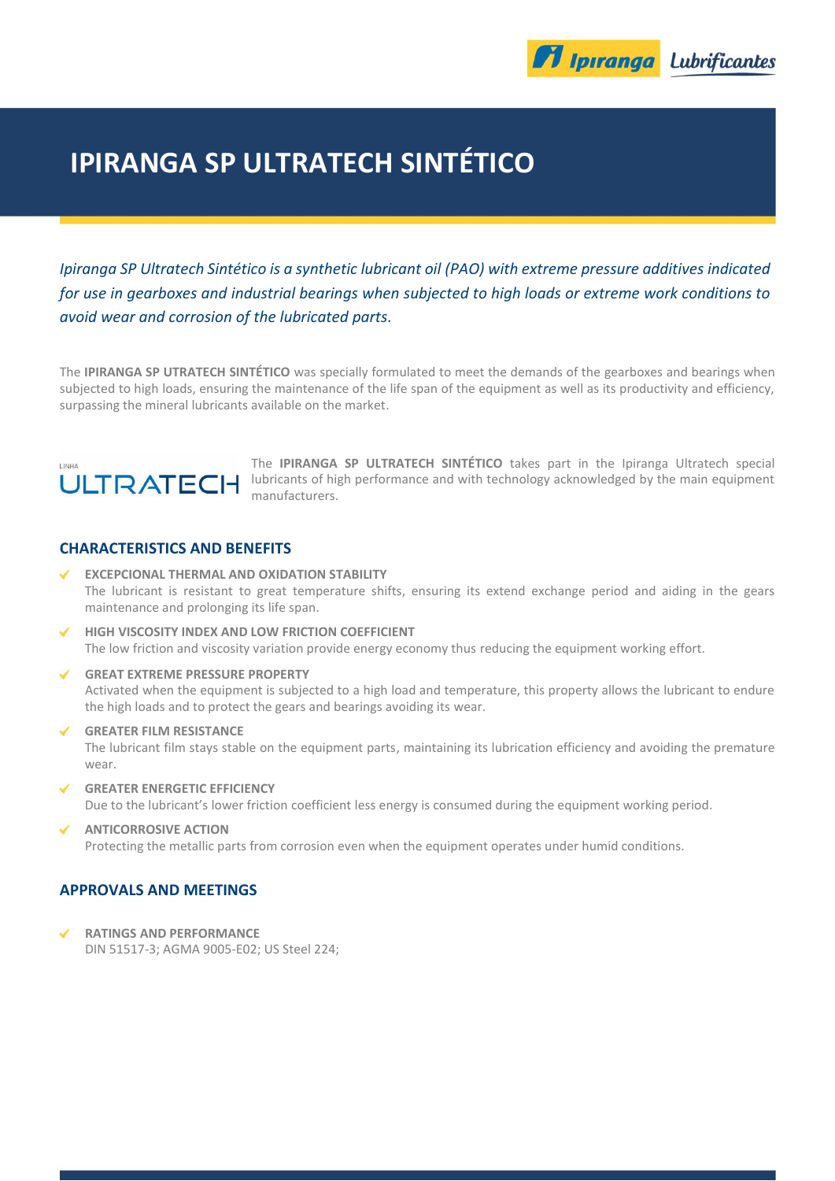# IPIRANGA SP ULTRATECH SINTÉTICO

*Ipiranga SP Ultratech Sintético is a synthetic lubricant oil (PAO) with extreme pressure additives indicated for use in gearboxes and industrial bearings when subjected to high loads or extreme work conditions to avoid wear and corrosion of the lubricated parts.*

The **IPIRANGA SP UTRATECH SINTÉTICO** was specially formulated to meet the demands of the gearboxes and bearings when subjected to high loads, ensuring the maintenance of the life span of the equipment as well as its productivity and efficiency, surpassing the mineral lubricants available on the market.

LINHA ULTRATECH

The **IPIRANGA SP ULTRATECH SINTÉTICO** takes part in the Ipiranga Ultratech special lubricants of high performance and with technology acknowledged by the main equipment manufacturers.

## CHARACTERISTICS AND BENEFITS

- **EXCEPCIONAL THERMAL AND OXIDATION STABILITY**
  The lubricant is resistant to great temperature shifts, ensuring its extend exchange period and aiding in the gears maintenance and prolonging its life span.
- **HIGH VISCOSITY INDEX AND LOW FRICTION COEFFICIENT**
  The low friction and viscosity variation provide energy economy thus reducing the equipment working effort.
- **GREAT EXTREME PRESSURE PROPERTY**
  Activated when the equipment is subjected to a high load and temperature, this property allows the lubricant to endure the high loads and to protect the gears and bearings avoiding its wear.
- **GREATER FILM RESISTANCE**
  The lubricant film stays stable on the equipment parts, maintaining its lubrication efficiency and avoiding the premature wear.
- **GREATER ENERGETIC EFFICIENCY**
  Due to the lubricant's lower friction coefficient less energy is consumed during the equipment working period.
- **ANTICORROSIVE ACTION**
  Protecting the metallic parts from corrosion even when the equipment operates under humid conditions.

## APPROVALS AND MEETINGS

- **RATINGS AND PERFORMANCE**
  DIN 51517-3; AGMA 9005-E02; US Steel 224;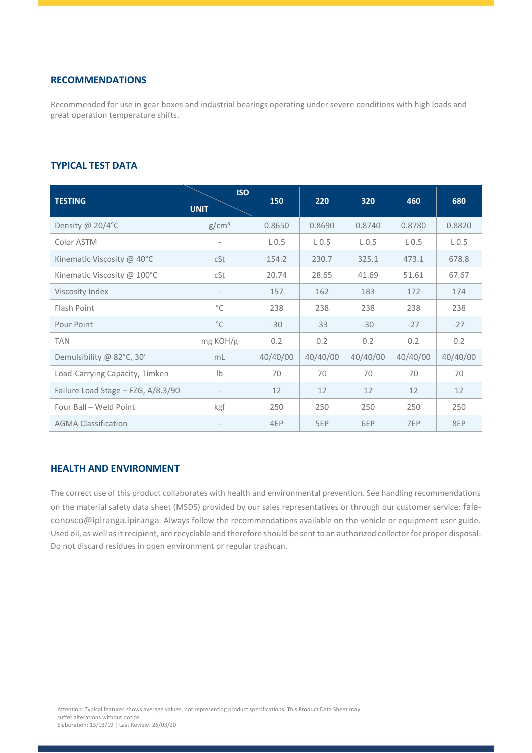## RECOMMENDATIONS

Recommended for use in gear boxes and industrial bearings operating under severe conditions with high loads and great operation temperature shifts.

## TYPICAL TEST DATA

| TESTING | ISO / UNIT | 150 | 220 | 320 | 460 | 680 |
|---|---|---|---|---|---|---|
| Density @ 20/4°C | $g/cm^3$ | 0.8650 | 0.8690 | 0.8740 | 0.8780 | 0.8820 |
| Color ASTM | - | L 0.5 | L 0.5 | L 0.5 | L 0.5 | L 0.5 |
| Kinematic Viscosity @ 40°C | cSt | 154.2 | 230.7 | 325.1 | 473.1 | 678.8 |
| Kinematic Viscosity @ 100°C | cSt | 20.74 | 28.65 | 41.69 | 51.61 | 67.67 |
| Viscosity Index | - | 157 | 162 | 183 | 172 | 174 |
| Flash Point | °C | 238 | 238 | 238 | 238 | 238 |
| Pour Point | °C | -30 | -33 | -30 | -27 | -27 |
| TAN | mg KOH/g | 0.2 | 0.2 | 0.2 | 0.2 | 0.2 |
| Demulsibility @ 82°C, 30' | mL | 40/40/00 | 40/40/00 | 40/40/00 | 40/40/00 | 40/40/00 |
| Load-Carrying Capacity, Timken | lb | 70 | 70 | 70 | 70 | 70 |
| Failure Load Stage – FZG, A/8.3/90 | - | 12 | 12 | 12 | 12 | 12 |
| Four Ball – Weld Point | kgf | 250 | 250 | 250 | 250 | 250 |
| AGMA Classification | - | 4EP | 5EP | 6EP | 7EP | 8EP |

## HEALTH AND ENVIRONMENT

The correct use of this product collaborates with health and environmental prevention. See handling recommendations on the material safety data sheet (MSDS) provided by our sales representatives or through our customer service: fale-conosco@ipiranga.ipiranga. Always follow the recommendations available on the vehicle or equipment user guide. Used oil, as well as it recipient, are recyclable and therefore should be sent to an authorized collector for proper disposal. Do not discard residues in open environment or regular trashcan.

Attention: Typical features shows average values, not representing product specifications. This Product Data Sheet may suffer alterations without notice.
Elaboration: 13/03/19 | Last Review: 26/03/20